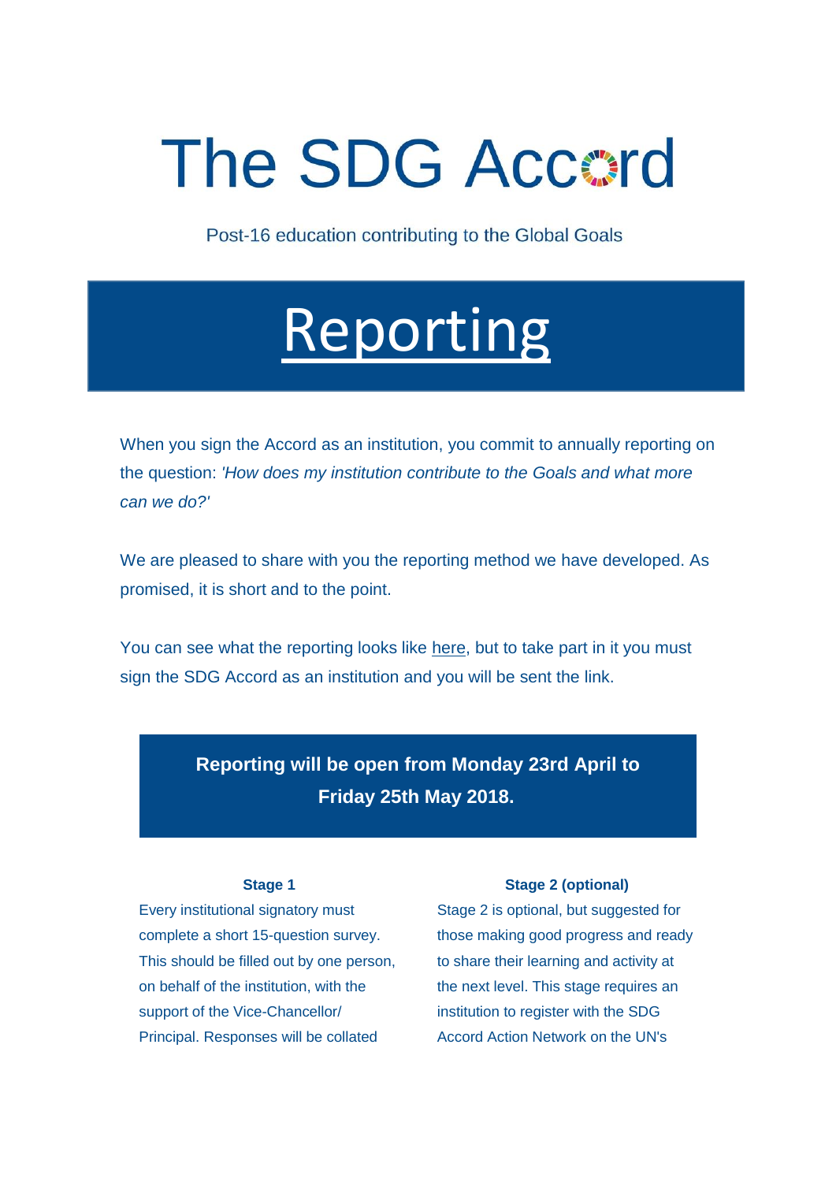# The SDG Accord

Post-16 education contributing to the Global Goals

## Reporting

When you sign the Accord as an institution, you commit to annually reporting on the question: *'How does my institution contribute to the Goals and what more can we do?'*

We are pleased to share with you the reporting method we have developed. As promised, it is short and to the point.

You can see what the reporting looks like here, but to take part in it you must sign the SDG Accord as an institution and you will be sent the link.

**Reporting will be open from Monday 23rd April to Friday 25th May 2018.**

**Stage 1**

Every institutional signatory must complete a short 15-question survey. This should be filled out by one person, on behalf of the institution, with the support of the Vice-Chancellor/ Principal. Responses will be collated

**Stage 2 (optional)**

Stage 2 is optional, but suggested for those making good progress and ready to share their learning and activity at the next level. This stage requires an institution to register with the SDG Accord Action Network on the UN's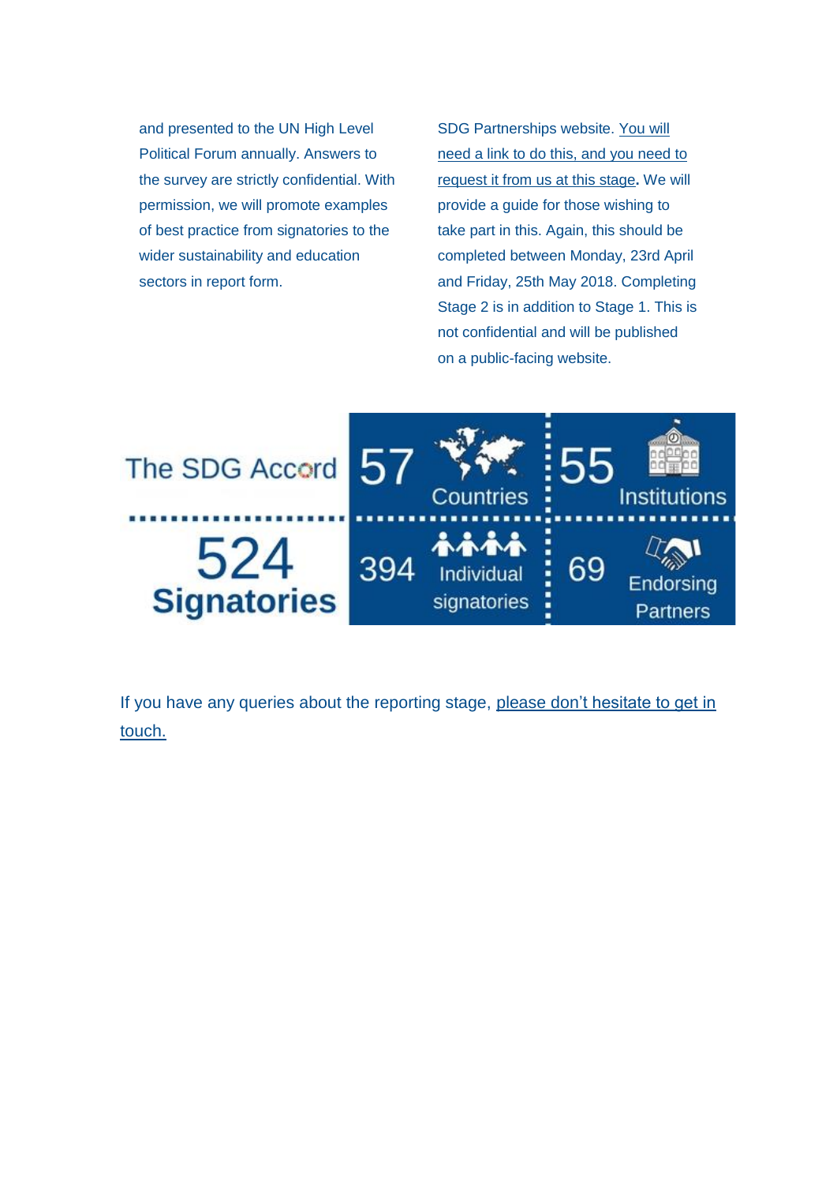and presented to the UN High Level Political Forum annually. Answers to the survey are strictly confidential. With permission, we will promote examples of best practice from signatories to the wider sustainability and education sectors in report form.

SDG Partnerships website. You will need a link to do this, and you need to request it from us at this stage**.** We will provide a guide for those wishing to take part in this. Again, this should be completed between Monday, 23rd April and Friday, 25th May 2018. Completing Stage 2 is in addition to Stage 1. This is not confidential and will be published on a public-facing website.

The SDG Accord

524
Signatories

57
Countries

55
Institutions

394
Individual signatories

69
Endorsing Partners

If you have any queries about the reporting stage, please don't hesitate to get in touch.